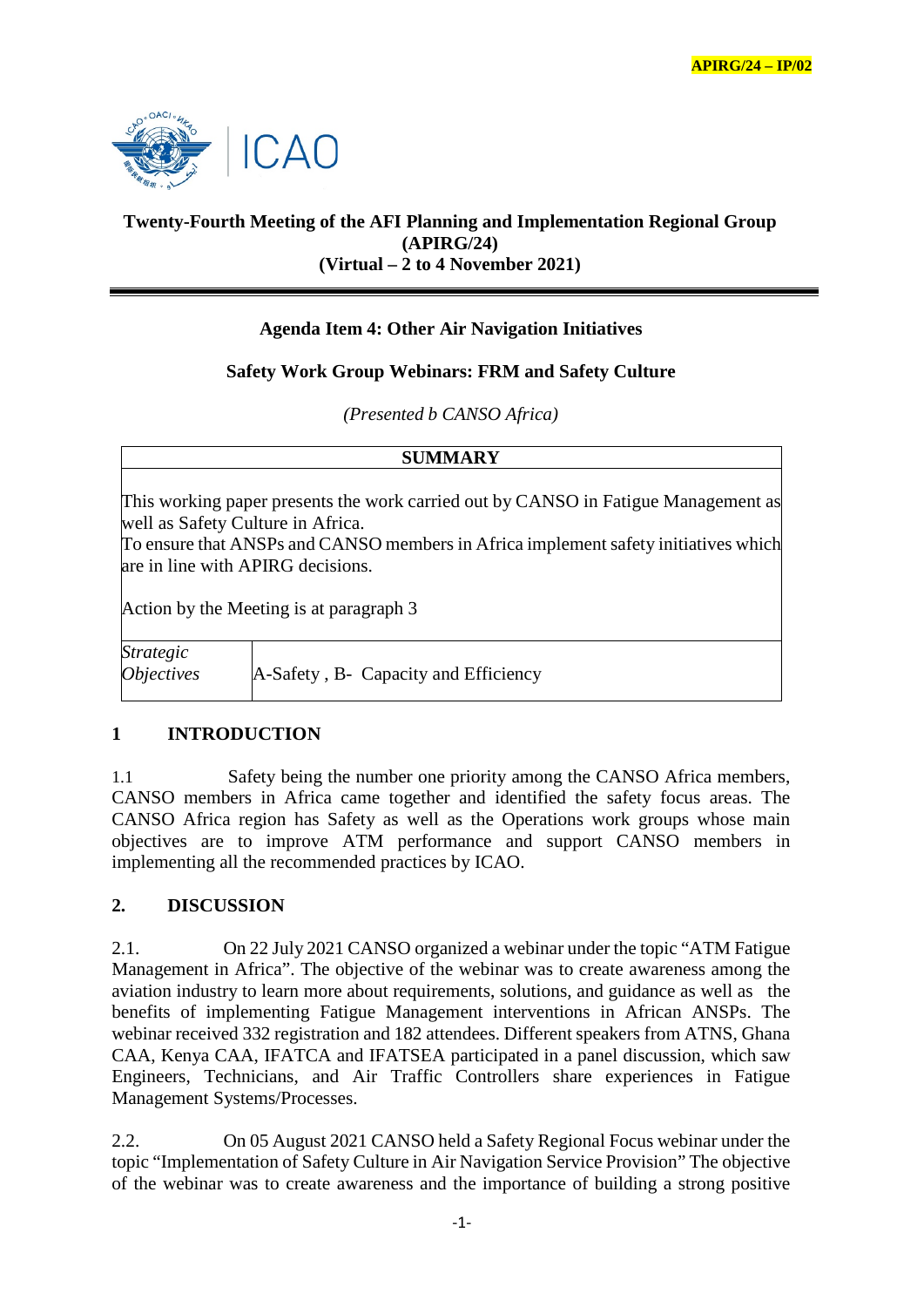APIRG/24 – IP/02

**Twenty-Fourth Meeting of the AFI Planning and Implementation Regional Group (APIRG/24)**
**(Virtual – 2 to 4 November 2021)**

**Agenda Item 4: Other Air Navigation Initiatives**

**Safety Work Group Webinars: FRM and Safety Culture**

*(Presented b CANSO Africa)*

| SUMMARY | |
|---|---|
| This working paper presents the work carried out by CANSO in Fatigue Management as well as Safety Culture in Africa.<br>To ensure that ANSPs and CANSO members in Africa implement safety initiatives which are in line with APIRG decisions.<br><br>Action by the Meeting is at paragraph 3 | |
| *Strategic Objectives* | A-Safety , B- Capacity and Efficiency |

## 1 INTRODUCTION

1.1 Safety being the number one priority among the CANSO Africa members, CANSO members in Africa came together and identified the safety focus areas. The CANSO Africa region has Safety as well as the Operations work groups whose main objectives are to improve ATM performance and support CANSO members in implementing all the recommended practices by ICAO.

## 2. DISCUSSION

2.1. On 22 July 2021 CANSO organized a webinar under the topic "ATM Fatigue Management in Africa". The objective of the webinar was to create awareness among the aviation industry to learn more about requirements, solutions, and guidance as well as the benefits of implementing Fatigue Management interventions in African ANSPs. The webinar received 332 registration and 182 attendees. Different speakers from ATNS, Ghana CAA, Kenya CAA, IFATCA and IFATSEA participated in a panel discussion, which saw Engineers, Technicians, and Air Traffic Controllers share experiences in Fatigue Management Systems/Processes.

2.2. On 05 August 2021 CANSO held a Safety Regional Focus webinar under the topic "Implementation of Safety Culture in Air Navigation Service Provision" The objective of the webinar was to create awareness and the importance of building a strong positive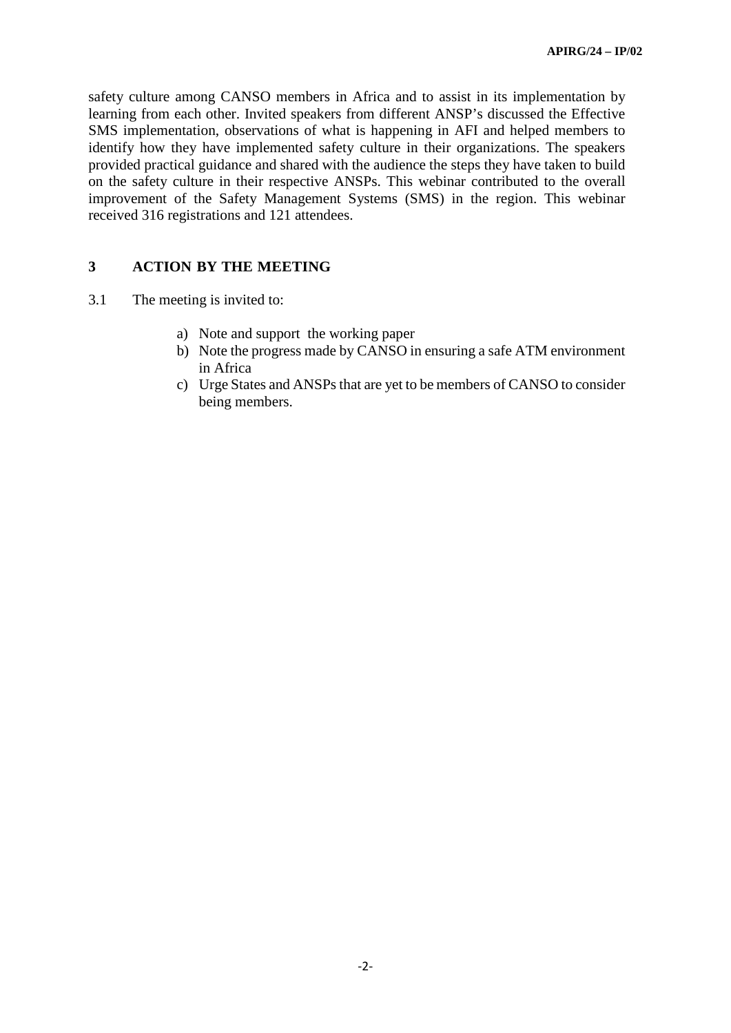safety culture among CANSO members in Africa and to assist in its implementation by learning from each other. Invited speakers from different ANSP's discussed the Effective SMS implementation, observations of what is happening in AFI and helped members to identify how they have implemented safety culture in their organizations. The speakers provided practical guidance and shared with the audience the steps they have taken to build on the safety culture in their respective ANSPs. This webinar contributed to the overall improvement of the Safety Management Systems (SMS) in the region. This webinar received 316 registrations and 121 attendees.

## 3 ACTION BY THE MEETING

3.1 The meeting is invited to:

a) Note and support the working paper
b) Note the progress made by CANSO in ensuring a safe ATM environment in Africa
c) Urge States and ANSPs that are yet to be members of CANSO to consider being members.